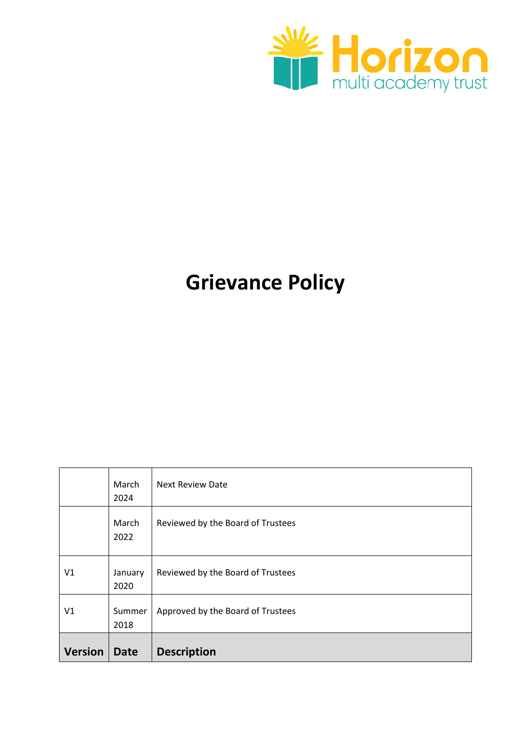Horizon multi academy trust

# Grievance Policy

| Version | Date | Description |
|---|---|---|
| | March 2024 | Next Review Date |
| | March 2022 | Reviewed by the Board of Trustees |
| V1 | January 2020 | Reviewed by the Board of Trustees |
| V1 | Summer 2018 | Approved by the Board of Trustees |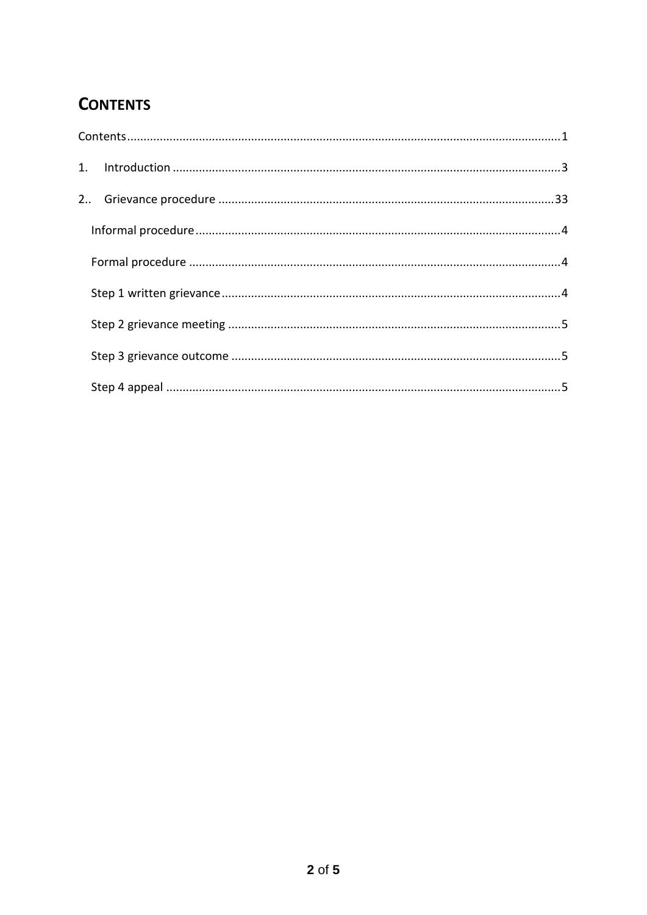# CONTENTS

Contents ........................................................................................................................ 1

1. Introduction ........................................................................................................... 3

2.. Grievance procedure ........................................................................................... 33

Informal procedure .................................................................................................... 4

Formal procedure ...................................................................................................... 4

Step 1 written grievance ............................................................................................ 4

Step 2 grievance meeting .......................................................................................... 5

Step 3 grievance outcome .......................................................................................... 5

Step 4 appeal ............................................................................................................. 5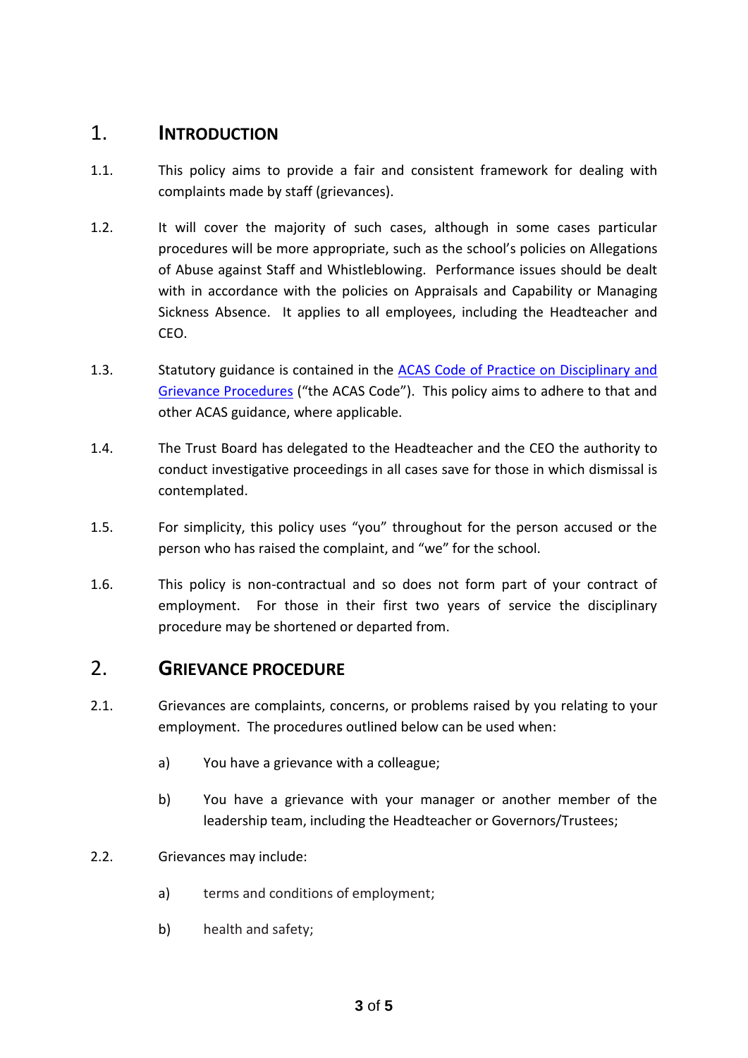## 1. Introduction

1.1. This policy aims to provide a fair and consistent framework for dealing with complaints made by staff (grievances).

1.2. It will cover the majority of such cases, although in some cases particular procedures will be more appropriate, such as the school's policies on Allegations of Abuse against Staff and Whistleblowing. Performance issues should be dealt with in accordance with the policies on Appraisals and Capability or Managing Sickness Absence. It applies to all employees, including the Headteacher and CEO.

1.3. Statutory guidance is contained in the [ACAS Code of Practice on Disciplinary and Grievance Procedures]() ("the ACAS Code"). This policy aims to adhere to that and other ACAS guidance, where applicable.

1.4. The Trust Board has delegated to the Headteacher and the CEO the authority to conduct investigative proceedings in all cases save for those in which dismissal is contemplated.

1.5. For simplicity, this policy uses "you" throughout for the person accused or the person who has raised the complaint, and "we" for the school.

1.6. This policy is non-contractual and so does not form part of your contract of employment. For those in their first two years of service the disciplinary procedure may be shortened or departed from.

## 2. Grievance Procedure

2.1. Grievances are complaints, concerns, or problems raised by you relating to your employment. The procedures outlined below can be used when:

a) You have a grievance with a colleague;

b) You have a grievance with your manager or another member of the leadership team, including the Headteacher or Governors/Trustees;

2.2. Grievances may include:

a) terms and conditions of employment;

b) health and safety;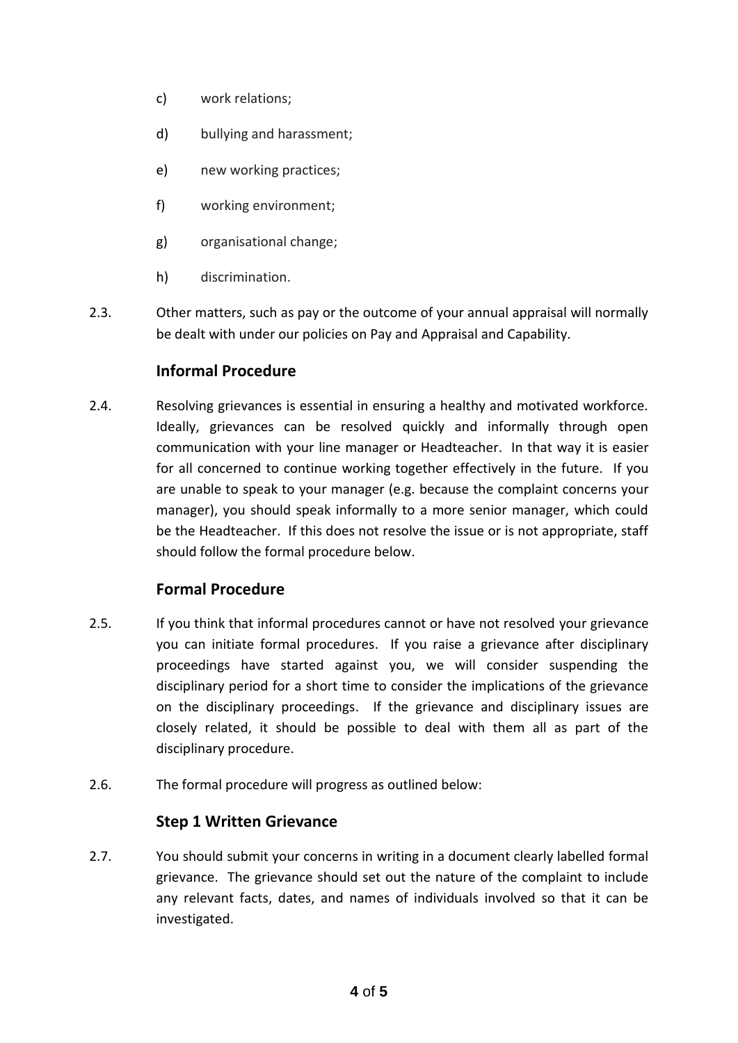c) work relations;

d) bullying and harassment;

e) new working practices;

f) working environment;

g) organisational change;

h) discrimination.

2.3. Other matters, such as pay or the outcome of your annual appraisal will normally be dealt with under our policies on Pay and Appraisal and Capability.

### Informal Procedure

2.4. Resolving grievances is essential in ensuring a healthy and motivated workforce. Ideally, grievances can be resolved quickly and informally through open communication with your line manager or Headteacher. In that way it is easier for all concerned to continue working together effectively in the future. If you are unable to speak to your manager (e.g. because the complaint concerns your manager), you should speak informally to a more senior manager, which could be the Headteacher. If this does not resolve the issue or is not appropriate, staff should follow the formal procedure below.

### Formal Procedure

2.5. If you think that informal procedures cannot or have not resolved your grievance you can initiate formal procedures. If you raise a grievance after disciplinary proceedings have started against you, we will consider suspending the disciplinary period for a short time to consider the implications of the grievance on the disciplinary proceedings. If the grievance and disciplinary issues are closely related, it should be possible to deal with them all as part of the disciplinary procedure.

2.6. The formal procedure will progress as outlined below:

### Step 1 Written Grievance

2.7. You should submit your concerns in writing in a document clearly labelled formal grievance. The grievance should set out the nature of the complaint to include any relevant facts, dates, and names of individuals involved so that it can be investigated.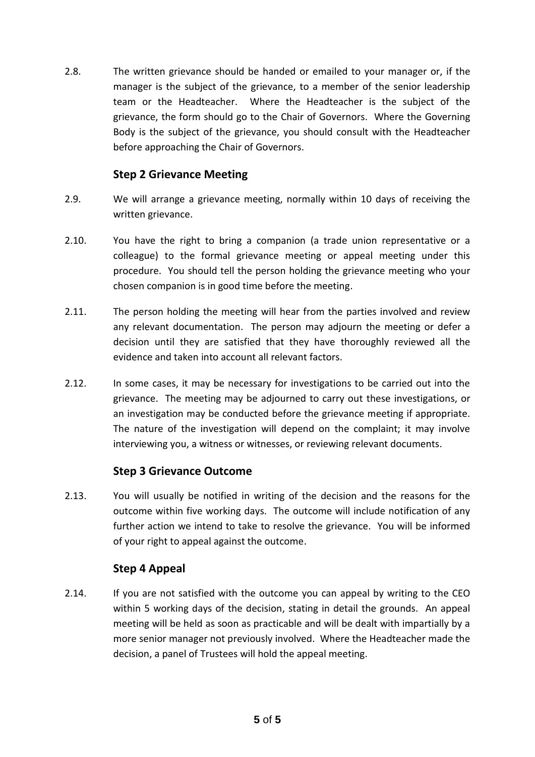2.8. The written grievance should be handed or emailed to your manager or, if the manager is the subject of the grievance, to a member of the senior leadership team or the Headteacher. Where the Headteacher is the subject of the grievance, the form should go to the Chair of Governors. Where the Governing Body is the subject of the grievance, you should consult with the Headteacher before approaching the Chair of Governors.

### Step 2 Grievance Meeting

2.9. We will arrange a grievance meeting, normally within 10 days of receiving the written grievance.

2.10. You have the right to bring a companion (a trade union representative or a colleague) to the formal grievance meeting or appeal meeting under this procedure. You should tell the person holding the grievance meeting who your chosen companion is in good time before the meeting.

2.11. The person holding the meeting will hear from the parties involved and review any relevant documentation. The person may adjourn the meeting or defer a decision until they are satisfied that they have thoroughly reviewed all the evidence and taken into account all relevant factors.

2.12. In some cases, it may be necessary for investigations to be carried out into the grievance. The meeting may be adjourned to carry out these investigations, or an investigation may be conducted before the grievance meeting if appropriate. The nature of the investigation will depend on the complaint; it may involve interviewing you, a witness or witnesses, or reviewing relevant documents.

### Step 3 Grievance Outcome

2.13. You will usually be notified in writing of the decision and the reasons for the outcome within five working days. The outcome will include notification of any further action we intend to take to resolve the grievance. You will be informed of your right to appeal against the outcome.

### Step 4 Appeal

2.14. If you are not satisfied with the outcome you can appeal by writing to the CEO within 5 working days of the decision, stating in detail the grounds. An appeal meeting will be held as soon as practicable and will be dealt with impartially by a more senior manager not previously involved. Where the Headteacher made the decision, a panel of Trustees will hold the appeal meeting.